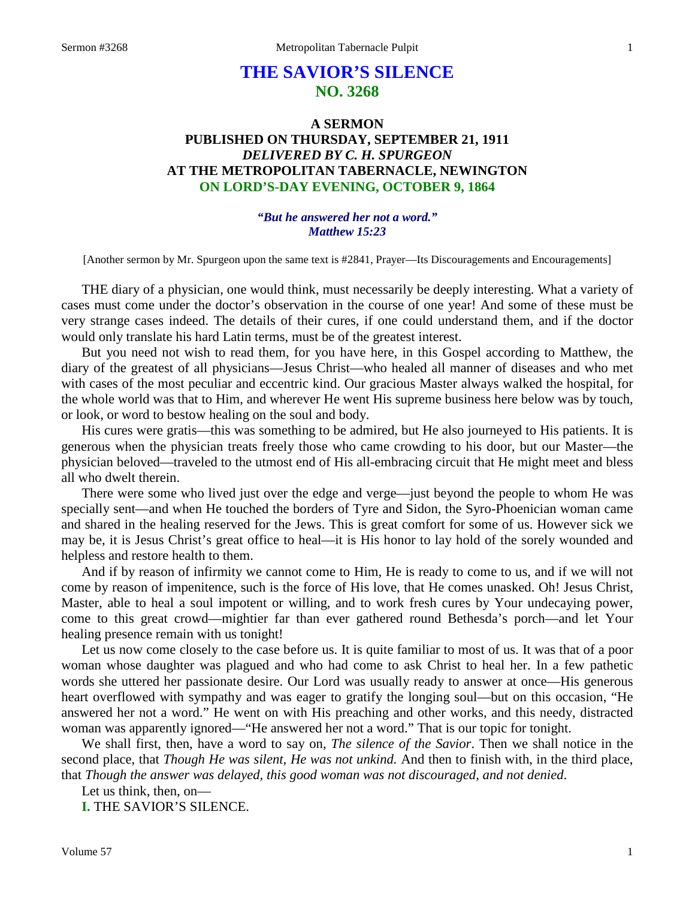# THE SAVIOR'S SILENCE
## NO. 3268

### A SERMON
### PUBLISHED ON THURSDAY, SEPTEMBER 21, 1911
### *DELIVERED BY C. H. SPURGEON*
### AT THE METROPOLITAN TABERNACLE, NEWINGTON
### ON LORD'S-DAY EVENING, OCTOBER 9, 1864

***"But he answered her not a word." Matthew 15:23***

[Another sermon by Mr. Spurgeon upon the same text is #2841, Prayer—Its Discouragements and Encouragements]

THE diary of a physician, one would think, must necessarily be deeply interesting. What a variety of cases must come under the doctor's observation in the course of one year! And some of these must be very strange cases indeed. The details of their cures, if one could understand them, and if the doctor would only translate his hard Latin terms, must be of the greatest interest.

But you need not wish to read them, for you have here, in this Gospel according to Matthew, the diary of the greatest of all physicians—Jesus Christ—who healed all manner of diseases and who met with cases of the most peculiar and eccentric kind. Our gracious Master always walked the hospital, for the whole world was that to Him, and wherever He went His supreme business here below was by touch, or look, or word to bestow healing on the soul and body.

His cures were gratis—this was something to be admired, but He also journeyed to His patients. It is generous when the physician treats freely those who came crowding to his door, but our Master—the physician beloved—traveled to the utmost end of His all-embracing circuit that He might meet and bless all who dwelt therein.

There were some who lived just over the edge and verge—just beyond the people to whom He was specially sent—and when He touched the borders of Tyre and Sidon, the Syro-Phoenician woman came and shared in the healing reserved for the Jews. This is great comfort for some of us. However sick we may be, it is Jesus Christ's great office to heal—it is His honor to lay hold of the sorely wounded and helpless and restore health to them.

And if by reason of infirmity we cannot come to Him, He is ready to come to us, and if we will not come by reason of impenitence, such is the force of His love, that He comes unasked. Oh! Jesus Christ, Master, able to heal a soul impotent or willing, and to work fresh cures by Your undecaying power, come to this great crowd—mightier far than ever gathered round Bethesda's porch—and let Your healing presence remain with us tonight!

Let us now come closely to the case before us. It is quite familiar to most of us. It was that of a poor woman whose daughter was plagued and who had come to ask Christ to heal her. In a few pathetic words she uttered her passionate desire. Our Lord was usually ready to answer at once—His generous heart overflowed with sympathy and was eager to gratify the longing soul—but on this occasion, "He answered her not a word." He went on with His preaching and other works, and this needy, distracted woman was apparently ignored—"He answered her not a word." That is our topic for tonight.

We shall first, then, have a word to say on, *The silence of the Savior*. Then we shall notice in the second place, that *Though He was silent, He was not unkind.* And then to finish with, in the third place, that *Though the answer was delayed, this good woman was not discouraged, and not denied.*

Let us think, then, on—

**I.** THE SAVIOR'S SILENCE.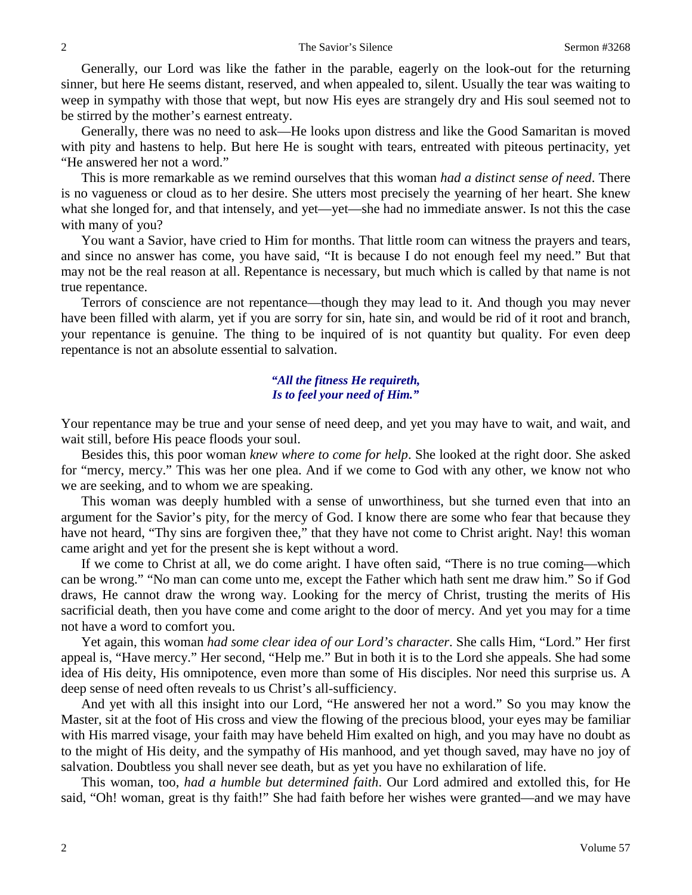Generally, our Lord was like the father in the parable, eagerly on the look-out for the returning sinner, but here He seems distant, reserved, and when appealed to, silent. Usually the tear was waiting to weep in sympathy with those that wept, but now His eyes are strangely dry and His soul seemed not to be stirred by the mother's earnest entreaty.

Generally, there was no need to ask—He looks upon distress and like the Good Samaritan is moved with pity and hastens to help. But here He is sought with tears, entreated with piteous pertinacity, yet "He answered her not a word."

This is more remarkable as we remind ourselves that this woman *had a distinct sense of need*. There is no vagueness or cloud as to her desire. She utters most precisely the yearning of her heart. She knew what she longed for, and that intensely, and yet—yet—she had no immediate answer. Is not this the case with many of you?

You want a Savior, have cried to Him for months. That little room can witness the prayers and tears, and since no answer has come, you have said, "It is because I do not enough feel my need." But that may not be the real reason at all. Repentance is necessary, but much which is called by that name is not true repentance.

Terrors of conscience are not repentance—though they may lead to it. And though you may never have been filled with alarm, yet if you are sorry for sin, hate sin, and would be rid of it root and branch, your repentance is genuine. The thing to be inquired of is not quantity but quality. For even deep repentance is not an absolute essential to salvation.

*"All the fitness He requireth,*
*Is to feel your need of Him."*

Your repentance may be true and your sense of need deep, and yet you may have to wait, and wait, and wait still, before His peace floods your soul.

Besides this, this poor woman *knew where to come for help*. She looked at the right door. She asked for "mercy, mercy." This was her one plea. And if we come to God with any other, we know not who we are seeking, and to whom we are speaking.

This woman was deeply humbled with a sense of unworthiness, but she turned even that into an argument for the Savior's pity, for the mercy of God. I know there are some who fear that because they have not heard, "Thy sins are forgiven thee," that they have not come to Christ aright. Nay! this woman came aright and yet for the present she is kept without a word.

If we come to Christ at all, we do come aright. I have often said, "There is no true coming—which can be wrong." "No man can come unto me, except the Father which hath sent me draw him." So if God draws, He cannot draw the wrong way. Looking for the mercy of Christ, trusting the merits of His sacrificial death, then you have come and come aright to the door of mercy. And yet you may for a time not have a word to comfort you.

Yet again, this woman *had some clear idea of our Lord's character*. She calls Him, "Lord." Her first appeal is, "Have mercy." Her second, "Help me." But in both it is to the Lord she appeals. She had some idea of His deity, His omnipotence, even more than some of His disciples. Nor need this surprise us. A deep sense of need often reveals to us Christ's all-sufficiency.

And yet with all this insight into our Lord, "He answered her not a word." So you may know the Master, sit at the foot of His cross and view the flowing of the precious blood, your eyes may be familiar with His marred visage, your faith may have beheld Him exalted on high, and you may have no doubt as to the might of His deity, and the sympathy of His manhood, and yet though saved, may have no joy of salvation. Doubtless you shall never see death, but as yet you have no exhilaration of life.

This woman, too, *had a humble but determined faith*. Our Lord admired and extolled this, for He said, "Oh! woman, great is thy faith!" She had faith before her wishes were granted—and we may have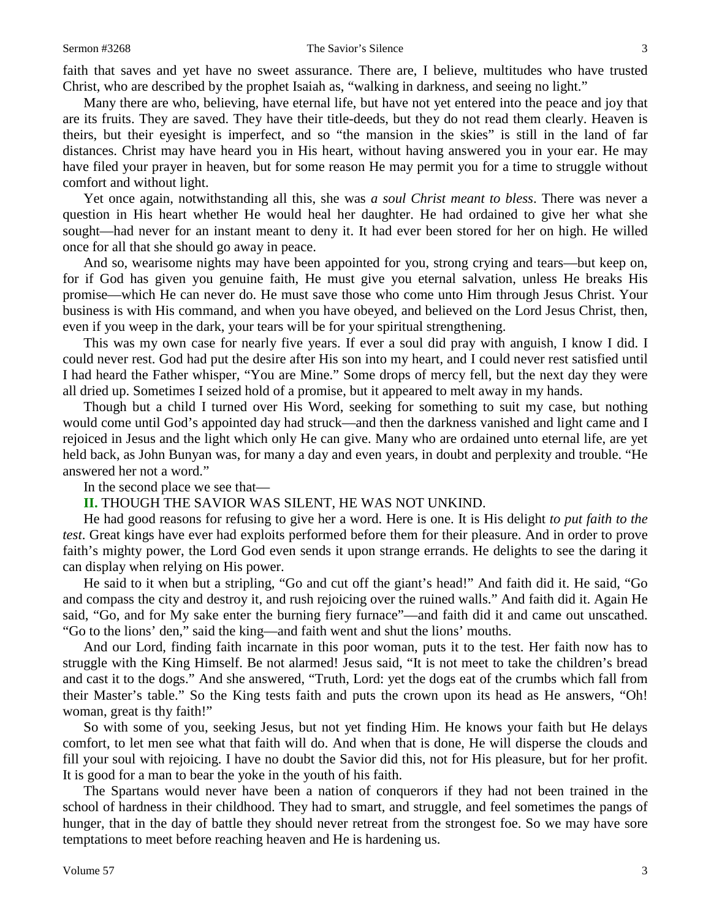faith that saves and yet have no sweet assurance. There are, I believe, multitudes who have trusted Christ, who are described by the prophet Isaiah as, "walking in darkness, and seeing no light."

Many there are who, believing, have eternal life, but have not yet entered into the peace and joy that are its fruits. They are saved. They have their title-deeds, but they do not read them clearly. Heaven is theirs, but their eyesight is imperfect, and so "the mansion in the skies" is still in the land of far distances. Christ may have heard you in His heart, without having answered you in your ear. He may have filed your prayer in heaven, but for some reason He may permit you for a time to struggle without comfort and without light.

Yet once again, notwithstanding all this, she was *a soul Christ meant to bless*. There was never a question in His heart whether He would heal her daughter. He had ordained to give her what she sought—had never for an instant meant to deny it. It had ever been stored for her on high. He willed once for all that she should go away in peace.

And so, wearisome nights may have been appointed for you, strong crying and tears—but keep on, for if God has given you genuine faith, He must give you eternal salvation, unless He breaks His promise—which He can never do. He must save those who come unto Him through Jesus Christ. Your business is with His command, and when you have obeyed, and believed on the Lord Jesus Christ, then, even if you weep in the dark, your tears will be for your spiritual strengthening.

This was my own case for nearly five years. If ever a soul did pray with anguish, I know I did. I could never rest. God had put the desire after His son into my heart, and I could never rest satisfied until I had heard the Father whisper, "You are Mine." Some drops of mercy fell, but the next day they were all dried up. Sometimes I seized hold of a promise, but it appeared to melt away in my hands.

Though but a child I turned over His Word, seeking for something to suit my case, but nothing would come until God's appointed day had struck—and then the darkness vanished and light came and I rejoiced in Jesus and the light which only He can give. Many who are ordained unto eternal life, are yet held back, as John Bunyan was, for many a day and even years, in doubt and perplexity and trouble. "He answered her not a word."

In the second place we see that—

**II.** THOUGH THE SAVIOR WAS SILENT, HE WAS NOT UNKIND.

He had good reasons for refusing to give her a word. Here is one. It is His delight *to put faith to the test*. Great kings have ever had exploits performed before them for their pleasure. And in order to prove faith's mighty power, the Lord God even sends it upon strange errands. He delights to see the daring it can display when relying on His power.

He said to it when but a stripling, "Go and cut off the giant's head!" And faith did it. He said, "Go and compass the city and destroy it, and rush rejoicing over the ruined walls." And faith did it. Again He said, "Go, and for My sake enter the burning fiery furnace"—and faith did it and came out unscathed. "Go to the lions' den," said the king—and faith went and shut the lions' mouths.

And our Lord, finding faith incarnate in this poor woman, puts it to the test. Her faith now has to struggle with the King Himself. Be not alarmed! Jesus said, "It is not meet to take the children's bread and cast it to the dogs." And she answered, "Truth, Lord: yet the dogs eat of the crumbs which fall from their Master's table." So the King tests faith and puts the crown upon its head as He answers, "Oh! woman, great is thy faith!"

So with some of you, seeking Jesus, but not yet finding Him. He knows your faith but He delays comfort, to let men see what that faith will do. And when that is done, He will disperse the clouds and fill your soul with rejoicing. I have no doubt the Savior did this, not for His pleasure, but for her profit. It is good for a man to bear the yoke in the youth of his faith.

The Spartans would never have been a nation of conquerors if they had not been trained in the school of hardness in their childhood. They had to smart, and struggle, and feel sometimes the pangs of hunger, that in the day of battle they should never retreat from the strongest foe. So we may have sore temptations to meet before reaching heaven and He is hardening us.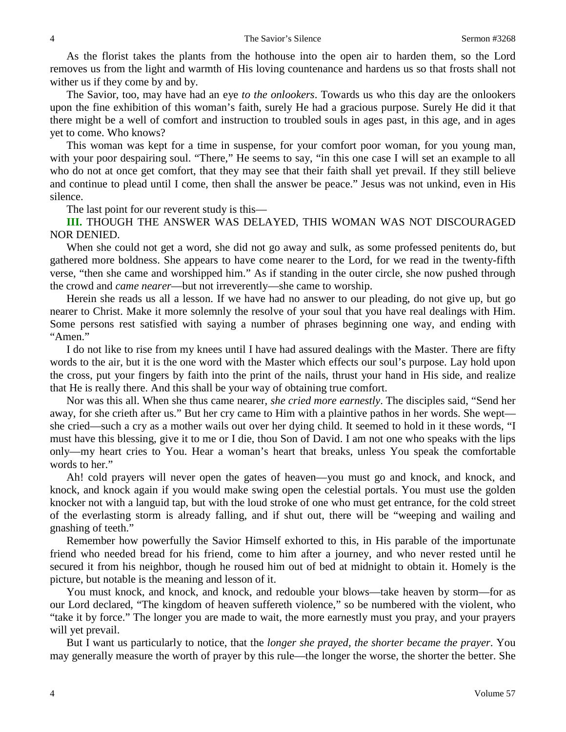As the florist takes the plants from the hothouse into the open air to harden them, so the Lord removes us from the light and warmth of His loving countenance and hardens us so that frosts shall not wither us if they come by and by.

The Savior, too, may have had an eye *to the onlookers*. Towards us who this day are the onlookers upon the fine exhibition of this woman's faith, surely He had a gracious purpose. Surely He did it that there might be a well of comfort and instruction to troubled souls in ages past, in this age, and in ages yet to come. Who knows?

This woman was kept for a time in suspense, for your comfort poor woman, for you young man, with your poor despairing soul. "There," He seems to say, "in this one case I will set an example to all who do not at once get comfort, that they may see that their faith shall yet prevail. If they still believe and continue to plead until I come, then shall the answer be peace." Jesus was not unkind, even in His silence.

The last point for our reverent study is this—

**III.** THOUGH THE ANSWER WAS DELAYED, THIS WOMAN WAS NOT DISCOURAGED NOR DENIED.

When she could not get a word, she did not go away and sulk, as some professed penitents do, but gathered more boldness. She appears to have come nearer to the Lord, for we read in the twenty-fifth verse, "then she came and worshipped him." As if standing in the outer circle, she now pushed through the crowd and *came nearer*—but not irreverently—she came to worship.

Herein she reads us all a lesson. If we have had no answer to our pleading, do not give up, but go nearer to Christ. Make it more solemnly the resolve of your soul that you have real dealings with Him. Some persons rest satisfied with saying a number of phrases beginning one way, and ending with "Amen."

I do not like to rise from my knees until I have had assured dealings with the Master. There are fifty words to the air, but it is the one word with the Master which effects our soul's purpose. Lay hold upon the cross, put your fingers by faith into the print of the nails, thrust your hand in His side, and realize that He is really there. And this shall be your way of obtaining true comfort.

Nor was this all. When she thus came nearer, *she cried more earnestly*. The disciples said, "Send her away, for she crieth after us." But her cry came to Him with a plaintive pathos in her words. She wept—she cried—such a cry as a mother wails out over her dying child. It seemed to hold in it these words, "I must have this blessing, give it to me or I die, thou Son of David. I am not one who speaks with the lips only—my heart cries to You. Hear a woman's heart that breaks, unless You speak the comfortable words to her."

Ah! cold prayers will never open the gates of heaven—you must go and knock, and knock, and knock, and knock again if you would make swing open the celestial portals. You must use the golden knocker not with a languid tap, but with the loud stroke of one who must get entrance, for the cold street of the everlasting storm is already falling, and if shut out, there will be "weeping and wailing and gnashing of teeth."

Remember how powerfully the Savior Himself exhorted to this, in His parable of the importunate friend who needed bread for his friend, come to him after a journey, and who never rested until he secured it from his neighbor, though he roused him out of bed at midnight to obtain it. Homely is the picture, but notable is the meaning and lesson of it.

You must knock, and knock, and knock, and redouble your blows—take heaven by storm—for as our Lord declared, "The kingdom of heaven suffereth violence," so be numbered with the violent, who "take it by force." The longer you are made to wait, the more earnestly must you pray, and your prayers will yet prevail.

But I want us particularly to notice, that the *longer she prayed, the shorter became the prayer*. You may generally measure the worth of prayer by this rule—the longer the worse, the shorter the better. She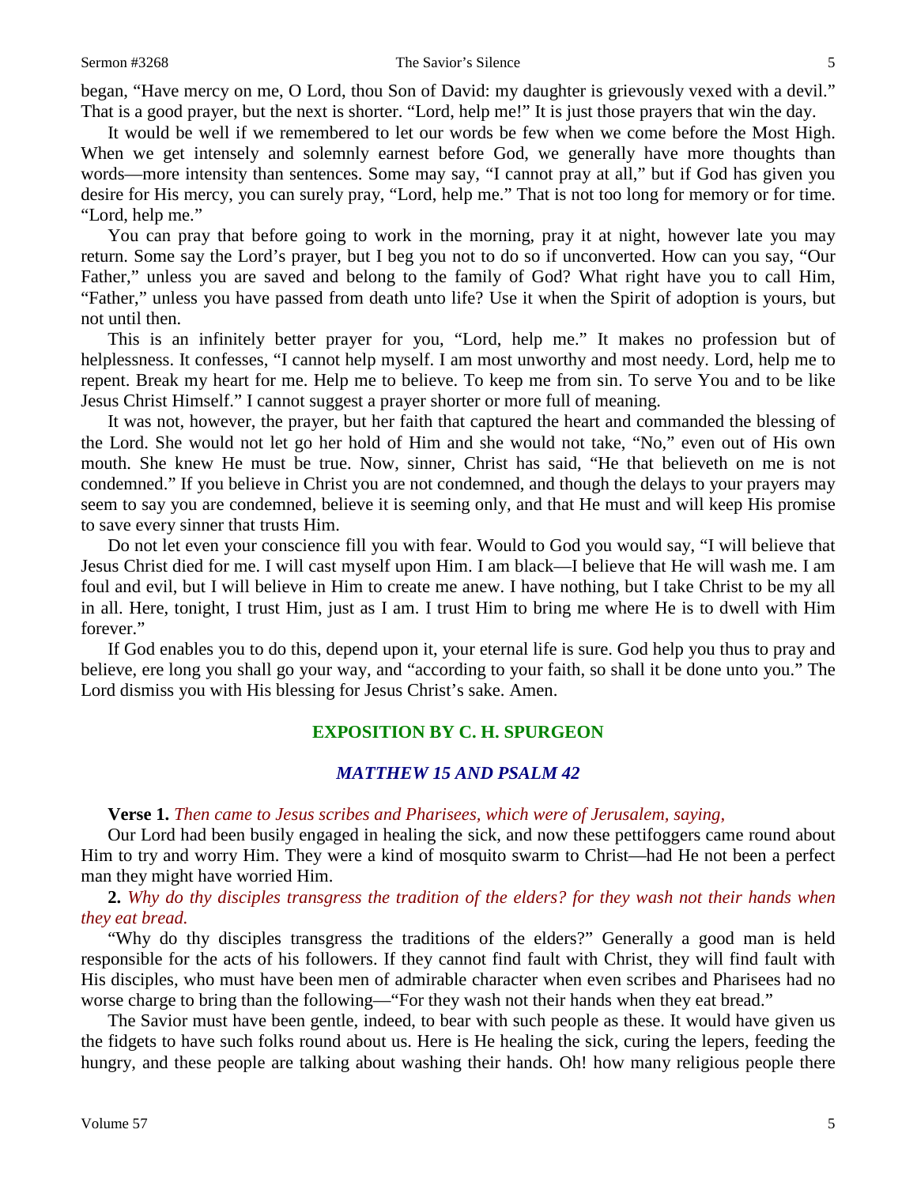began, "Have mercy on me, O Lord, thou Son of David: my daughter is grievously vexed with a devil." That is a good prayer, but the next is shorter. "Lord, help me!" It is just those prayers that win the day.

It would be well if we remembered to let our words be few when we come before the Most High. When we get intensely and solemnly earnest before God, we generally have more thoughts than words—more intensity than sentences. Some may say, "I cannot pray at all," but if God has given you desire for His mercy, you can surely pray, "Lord, help me." That is not too long for memory or for time. "Lord, help me."

You can pray that before going to work in the morning, pray it at night, however late you may return. Some say the Lord's prayer, but I beg you not to do so if unconverted. How can you say, "Our Father," unless you are saved and belong to the family of God? What right have you to call Him, "Father," unless you have passed from death unto life? Use it when the Spirit of adoption is yours, but not until then.

This is an infinitely better prayer for you, "Lord, help me." It makes no profession but of helplessness. It confesses, "I cannot help myself. I am most unworthy and most needy. Lord, help me to repent. Break my heart for me. Help me to believe. To keep me from sin. To serve You and to be like Jesus Christ Himself." I cannot suggest a prayer shorter or more full of meaning.

It was not, however, the prayer, but her faith that captured the heart and commanded the blessing of the Lord. She would not let go her hold of Him and she would not take, "No," even out of His own mouth. She knew He must be true. Now, sinner, Christ has said, "He that believeth on me is not condemned." If you believe in Christ you are not condemned, and though the delays to your prayers may seem to say you are condemned, believe it is seeming only, and that He must and will keep His promise to save every sinner that trusts Him.

Do not let even your conscience fill you with fear. Would to God you would say, "I will believe that Jesus Christ died for me. I will cast myself upon Him. I am black—I believe that He will wash me. I am foul and evil, but I will believe in Him to create me anew. I have nothing, but I take Christ to be my all in all. Here, tonight, I trust Him, just as I am. I trust Him to bring me where He is to dwell with Him forever."

If God enables you to do this, depend upon it, your eternal life is sure. God help you thus to pray and believe, ere long you shall go your way, and "according to your faith, so shall it be done unto you." The Lord dismiss you with His blessing for Jesus Christ's sake. Amen.

## EXPOSITION BY C. H. SPURGEON

### *MATTHEW 15 AND PSALM 42*

**Verse 1.** *Then came to Jesus scribes and Pharisees, which were of Jerusalem, saying,*

Our Lord had been busily engaged in healing the sick, and now these pettifoggers came round about Him to try and worry Him. They were a kind of mosquito swarm to Christ—had He not been a perfect man they might have worried Him.

**2.** *Why do thy disciples transgress the tradition of the elders? for they wash not their hands when they eat bread.*

"Why do thy disciples transgress the traditions of the elders?" Generally a good man is held responsible for the acts of his followers. If they cannot find fault with Christ, they will find fault with His disciples, who must have been men of admirable character when even scribes and Pharisees had no worse charge to bring than the following—"For they wash not their hands when they eat bread."

The Savior must have been gentle, indeed, to bear with such people as these. It would have given us the fidgets to have such folks round about us. Here is He healing the sick, curing the lepers, feeding the hungry, and these people are talking about washing their hands. Oh! how many religious people there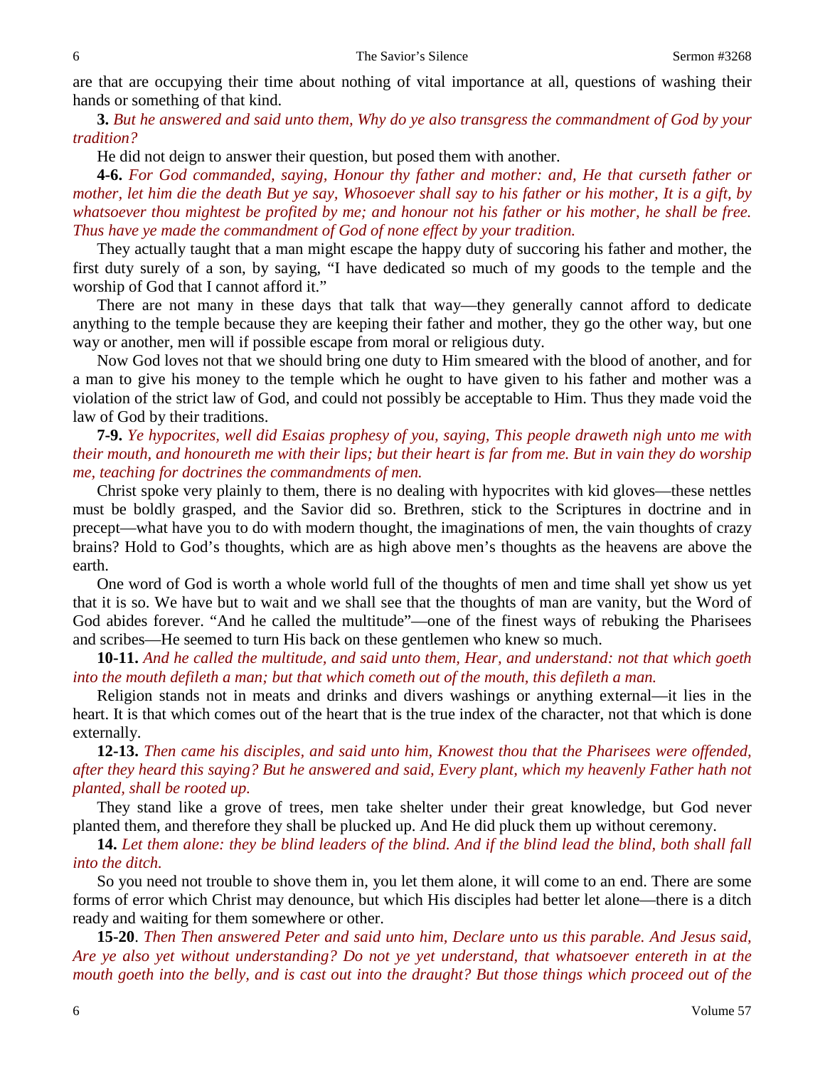are that are occupying their time about nothing of vital importance at all, questions of washing their hands or something of that kind.

**3.** *But he answered and said unto them, Why do ye also transgress the commandment of God by your tradition?*

He did not deign to answer their question, but posed them with another.

**4-6.** *For God commanded, saying, Honour thy father and mother: and, He that curseth father or mother, let him die the death But ye say, Whosoever shall say to his father or his mother, It is a gift, by whatsoever thou mightest be profited by me; and honour not his father or his mother, he shall be free. Thus have ye made the commandment of God of none effect by your tradition.*

They actually taught that a man might escape the happy duty of succoring his father and mother, the first duty surely of a son, by saying, "I have dedicated so much of my goods to the temple and the worship of God that I cannot afford it."

There are not many in these days that talk that way—they generally cannot afford to dedicate anything to the temple because they are keeping their father and mother, they go the other way, but one way or another, men will if possible escape from moral or religious duty.

Now God loves not that we should bring one duty to Him smeared with the blood of another, and for a man to give his money to the temple which he ought to have given to his father and mother was a violation of the strict law of God, and could not possibly be acceptable to Him. Thus they made void the law of God by their traditions.

**7-9.** *Ye hypocrites, well did Esaias prophesy of you, saying, This people draweth nigh unto me with their mouth, and honoureth me with their lips; but their heart is far from me. But in vain they do worship me, teaching for doctrines the commandments of men.*

Christ spoke very plainly to them, there is no dealing with hypocrites with kid gloves—these nettles must be boldly grasped, and the Savior did so. Brethren, stick to the Scriptures in doctrine and in precept—what have you to do with modern thought, the imaginations of men, the vain thoughts of crazy brains? Hold to God's thoughts, which are as high above men's thoughts as the heavens are above the earth.

One word of God is worth a whole world full of the thoughts of men and time shall yet show us yet that it is so. We have but to wait and we shall see that the thoughts of man are vanity, but the Word of God abides forever. "And he called the multitude"—one of the finest ways of rebuking the Pharisees and scribes—He seemed to turn His back on these gentlemen who knew so much.

**10-11.** *And he called the multitude, and said unto them, Hear, and understand: not that which goeth into the mouth defileth a man; but that which cometh out of the mouth, this defileth a man.*

Religion stands not in meats and drinks and divers washings or anything external—it lies in the heart. It is that which comes out of the heart that is the true index of the character, not that which is done externally.

**12-13.** *Then came his disciples, and said unto him, Knowest thou that the Pharisees were offended, after they heard this saying? But he answered and said, Every plant, which my heavenly Father hath not planted, shall be rooted up.*

They stand like a grove of trees, men take shelter under their great knowledge, but God never planted them, and therefore they shall be plucked up. And He did pluck them up without ceremony.

**14.** *Let them alone: they be blind leaders of the blind. And if the blind lead the blind, both shall fall into the ditch.*

So you need not trouble to shove them in, you let them alone, it will come to an end. There are some forms of error which Christ may denounce, but which His disciples had better let alone—there is a ditch ready and waiting for them somewhere or other.

**15-20**. *Then Then answered Peter and said unto him, Declare unto us this parable. And Jesus said, Are ye also yet without understanding? Do not ye yet understand, that whatsoever entereth in at the mouth goeth into the belly, and is cast out into the draught? But those things which proceed out of the*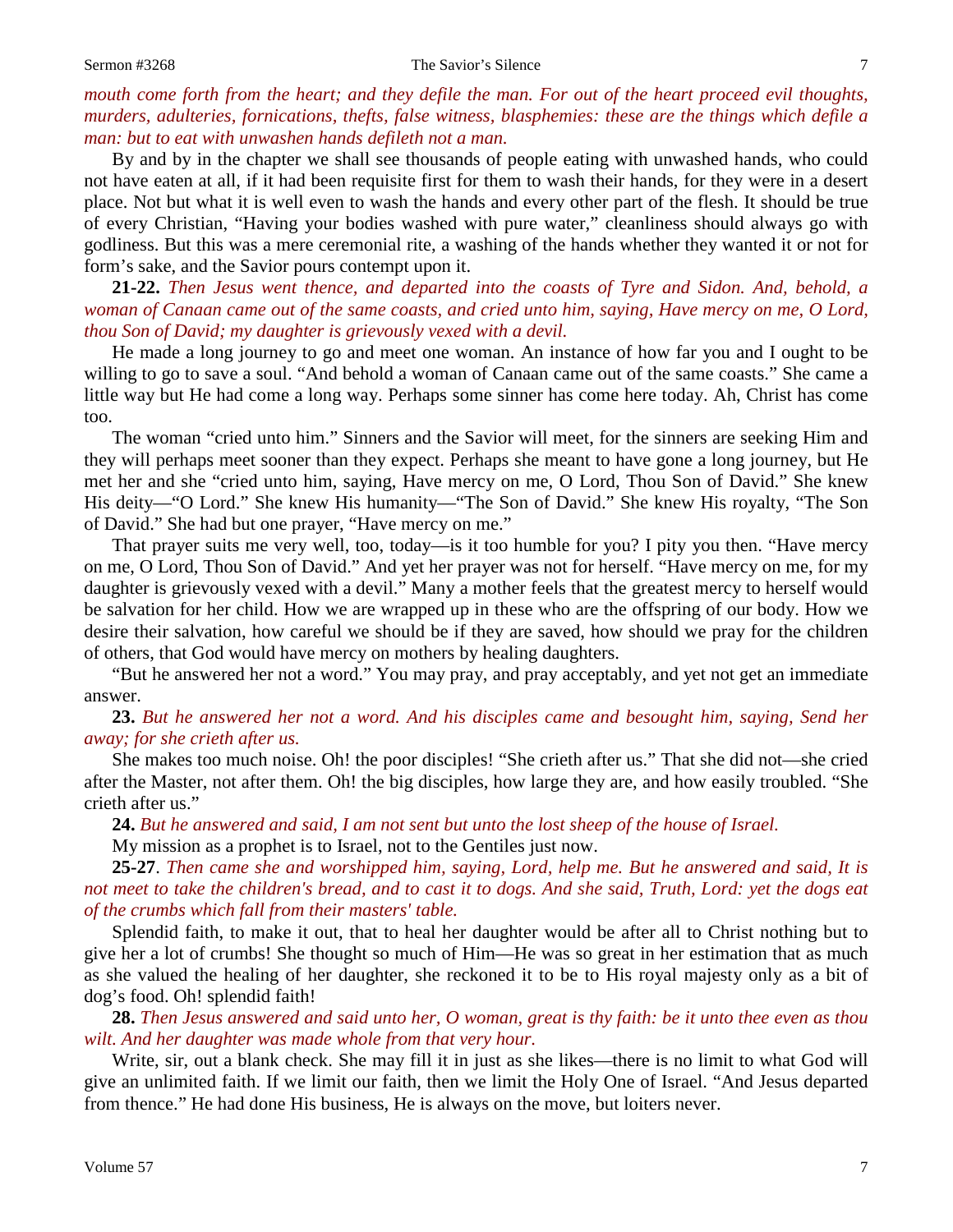*mouth come forth from the heart; and they defile the man. For out of the heart proceed evil thoughts, murders, adulteries, fornications, thefts, false witness, blasphemies: these are the things which defile a man: but to eat with unwashen hands defileth not a man.*

By and by in the chapter we shall see thousands of people eating with unwashed hands, who could not have eaten at all, if it had been requisite first for them to wash their hands, for they were in a desert place. Not but what it is well even to wash the hands and every other part of the flesh. It should be true of every Christian, "Having your bodies washed with pure water," cleanliness should always go with godliness. But this was a mere ceremonial rite, a washing of the hands whether they wanted it or not for form's sake, and the Savior pours contempt upon it.

**21-22.** *Then Jesus went thence, and departed into the coasts of Tyre and Sidon. And, behold, a woman of Canaan came out of the same coasts, and cried unto him, saying, Have mercy on me, O Lord, thou Son of David; my daughter is grievously vexed with a devil.*

He made a long journey to go and meet one woman. An instance of how far you and I ought to be willing to go to save a soul. "And behold a woman of Canaan came out of the same coasts." She came a little way but He had come a long way. Perhaps some sinner has come here today. Ah, Christ has come too.

The woman "cried unto him." Sinners and the Savior will meet, for the sinners are seeking Him and they will perhaps meet sooner than they expect. Perhaps she meant to have gone a long journey, but He met her and she "cried unto him, saying, Have mercy on me, O Lord, Thou Son of David." She knew His deity—"O Lord." She knew His humanity—"The Son of David." She knew His royalty, "The Son of David." She had but one prayer, "Have mercy on me."

That prayer suits me very well, too, today—is it too humble for you? I pity you then. "Have mercy on me, O Lord, Thou Son of David." And yet her prayer was not for herself. "Have mercy on me, for my daughter is grievously vexed with a devil." Many a mother feels that the greatest mercy to herself would be salvation for her child. How we are wrapped up in these who are the offspring of our body. How we desire their salvation, how careful we should be if they are saved, how should we pray for the children of others, that God would have mercy on mothers by healing daughters.

"But he answered her not a word." You may pray, and pray acceptably, and yet not get an immediate answer.

**23.** *But he answered her not a word. And his disciples came and besought him, saying, Send her away; for she crieth after us.*

She makes too much noise. Oh! the poor disciples! "She crieth after us." That she did not—she cried after the Master, not after them. Oh! the big disciples, how large they are, and how easily troubled. "She crieth after us."

**24.** *But he answered and said, I am not sent but unto the lost sheep of the house of Israel.*

My mission as a prophet is to Israel, not to the Gentiles just now.

**25-27**. *Then came she and worshipped him, saying, Lord, help me. But he answered and said, It is not meet to take the children's bread, and to cast it to dogs. And she said, Truth, Lord: yet the dogs eat of the crumbs which fall from their masters' table.*

Splendid faith, to make it out, that to heal her daughter would be after all to Christ nothing but to give her a lot of crumbs! She thought so much of Him—He was so great in her estimation that as much as she valued the healing of her daughter, she reckoned it to be to His royal majesty only as a bit of dog's food. Oh! splendid faith!

**28.** *Then Jesus answered and said unto her, O woman, great is thy faith: be it unto thee even as thou wilt. And her daughter was made whole from that very hour.*

Write, sir, out a blank check. She may fill it in just as she likes—there is no limit to what God will give an unlimited faith. If we limit our faith, then we limit the Holy One of Israel. "And Jesus departed from thence." He had done His business, He is always on the move, but loiters never.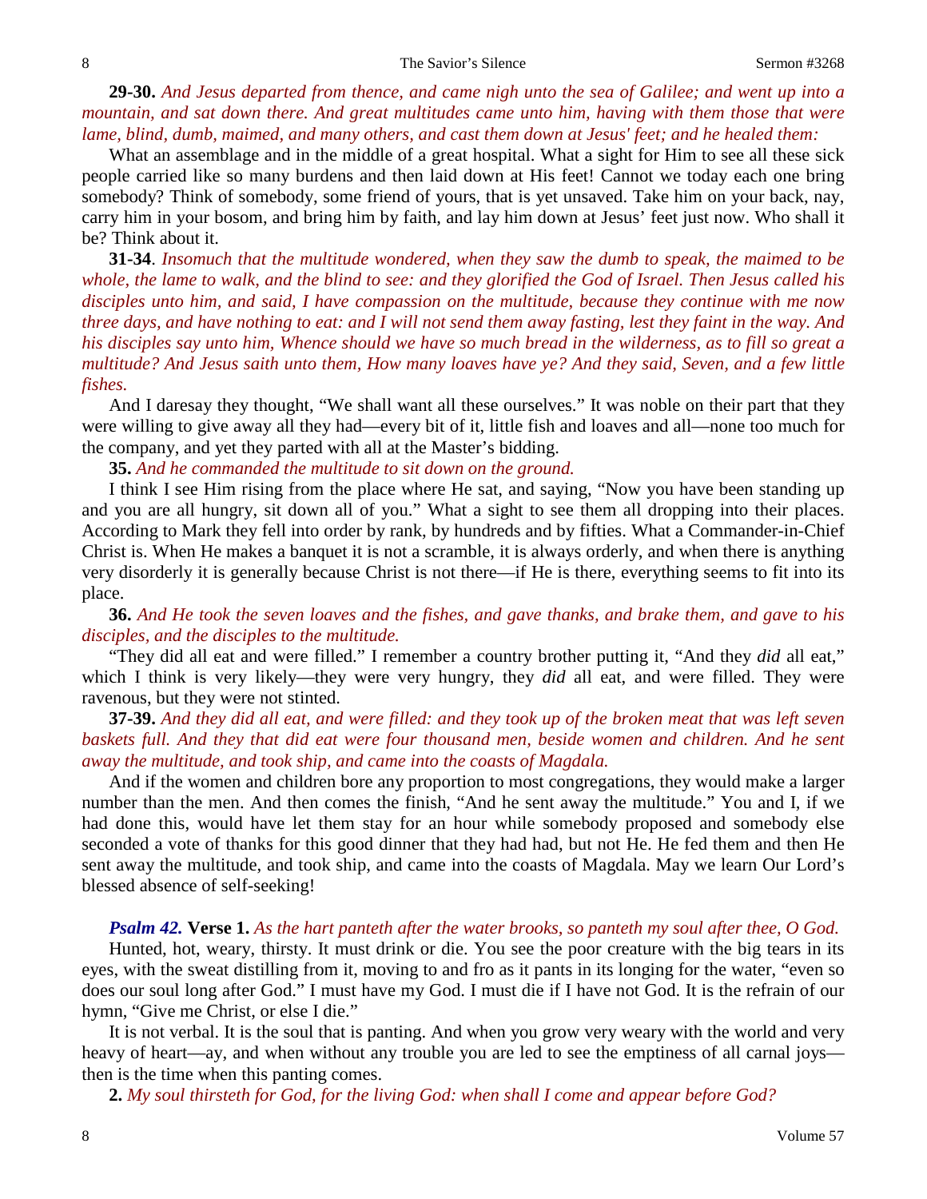**29-30.** *And Jesus departed from thence, and came nigh unto the sea of Galilee; and went up into a mountain, and sat down there. And great multitudes came unto him, having with them those that were lame, blind, dumb, maimed, and many others, and cast them down at Jesus' feet; and he healed them:*

What an assemblage and in the middle of a great hospital. What a sight for Him to see all these sick people carried like so many burdens and then laid down at His feet! Cannot we today each one bring somebody? Think of somebody, some friend of yours, that is yet unsaved. Take him on your back, nay, carry him in your bosom, and bring him by faith, and lay him down at Jesus' feet just now. Who shall it be? Think about it.

**31-34**. *Insomuch that the multitude wondered, when they saw the dumb to speak, the maimed to be whole, the lame to walk, and the blind to see: and they glorified the God of Israel. Then Jesus called his disciples unto him, and said, I have compassion on the multitude, because they continue with me now three days, and have nothing to eat: and I will not send them away fasting, lest they faint in the way. And his disciples say unto him, Whence should we have so much bread in the wilderness, as to fill so great a multitude? And Jesus saith unto them, How many loaves have ye? And they said, Seven, and a few little fishes.*

And I daresay they thought, "We shall want all these ourselves." It was noble on their part that they were willing to give away all they had—every bit of it, little fish and loaves and all—none too much for the company, and yet they parted with all at the Master's bidding.

**35.** *And he commanded the multitude to sit down on the ground.*

I think I see Him rising from the place where He sat, and saying, "Now you have been standing up and you are all hungry, sit down all of you." What a sight to see them all dropping into their places. According to Mark they fell into order by rank, by hundreds and by fifties. What a Commander-in-Chief Christ is. When He makes a banquet it is not a scramble, it is always orderly, and when there is anything very disorderly it is generally because Christ is not there—if He is there, everything seems to fit into its place.

**36.** *And He took the seven loaves and the fishes, and gave thanks, and brake them, and gave to his disciples, and the disciples to the multitude.*

"They did all eat and were filled." I remember a country brother putting it, "And they *did* all eat," which I think is very likely—they were very hungry, they *did* all eat, and were filled. They were ravenous, but they were not stinted.

**37-39.** *And they did all eat, and were filled: and they took up of the broken meat that was left seven baskets full. And they that did eat were four thousand men, beside women and children. And he sent away the multitude, and took ship, and came into the coasts of Magdala.*

And if the women and children bore any proportion to most congregations, they would make a larger number than the men. And then comes the finish, "And he sent away the multitude." You and I, if we had done this, would have let them stay for an hour while somebody proposed and somebody else seconded a vote of thanks for this good dinner that they had had, but not He. He fed them and then He sent away the multitude, and took ship, and came into the coasts of Magdala. May we learn Our Lord's blessed absence of self-seeking!

***Psalm 42.*** **Verse 1.** *As the hart panteth after the water brooks, so panteth my soul after thee, O God.*

Hunted, hot, weary, thirsty. It must drink or die. You see the poor creature with the big tears in its eyes, with the sweat distilling from it, moving to and fro as it pants in its longing for the water, "even so does our soul long after God." I must have my God. I must die if I have not God. It is the refrain of our hymn, "Give me Christ, or else I die."

It is not verbal. It is the soul that is panting. And when you grow very weary with the world and very heavy of heart—ay, and when without any trouble you are led to see the emptiness of all carnal joys—then is the time when this panting comes.

**2.** *My soul thirsteth for God, for the living God: when shall I come and appear before God?*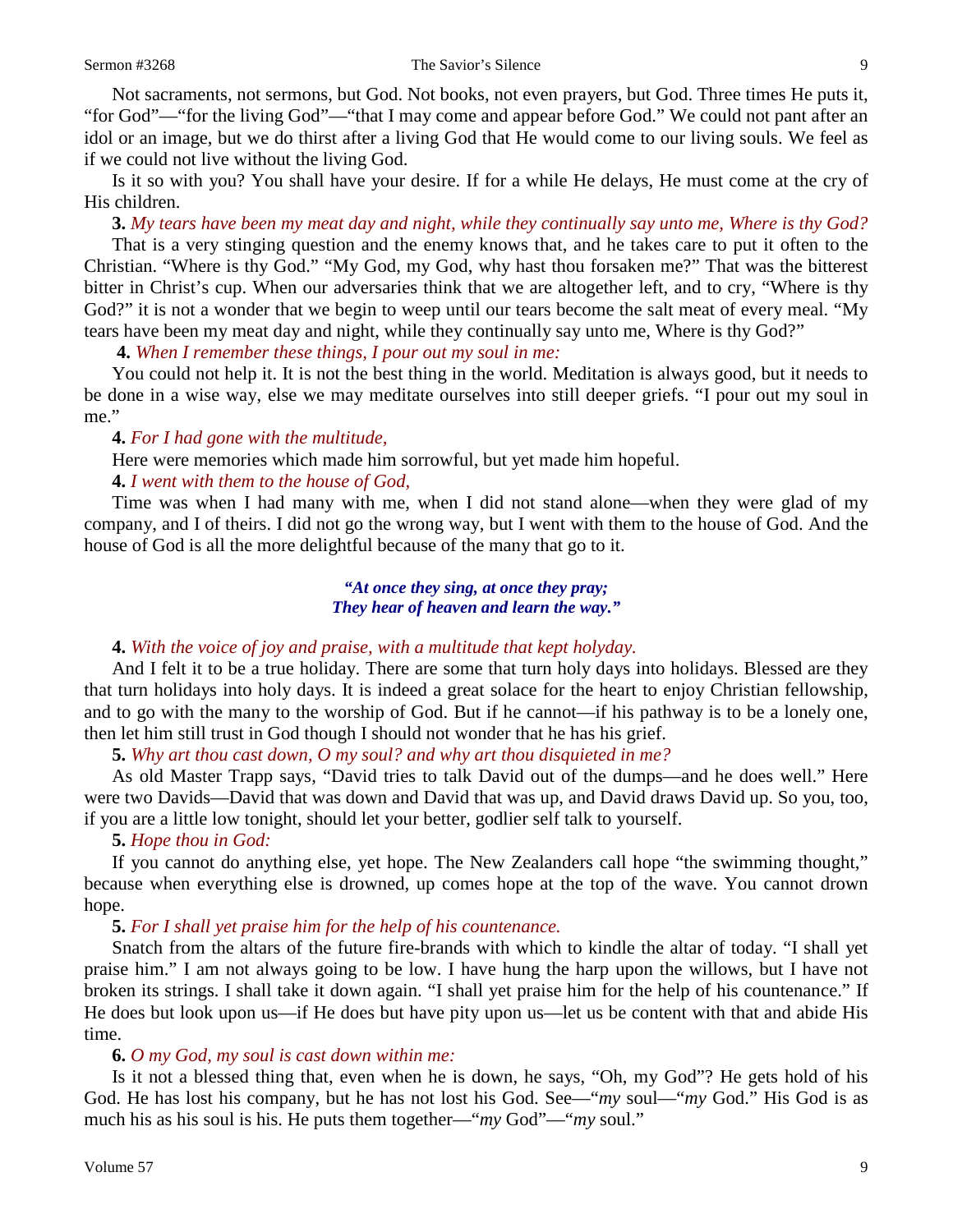Not sacraments, not sermons, but God. Not books, not even prayers, but God. Three times He puts it, "for God"—"for the living God"—"that I may come and appear before God." We could not pant after an idol or an image, but we do thirst after a living God that He would come to our living souls. We feel as if we could not live without the living God.

Is it so with you? You shall have your desire. If for a while He delays, He must come at the cry of His children.

**3.** *My tears have been my meat day and night, while they continually say unto me, Where is thy God?*

That is a very stinging question and the enemy knows that, and he takes care to put it often to the Christian. "Where is thy God." "My God, my God, why hast thou forsaken me?" That was the bitterest bitter in Christ's cup. When our adversaries think that we are altogether left, and to cry, "Where is thy God?" it is not a wonder that we begin to weep until our tears become the salt meat of every meal. "My tears have been my meat day and night, while they continually say unto me, Where is thy God?"

**4.** *When I remember these things, I pour out my soul in me:*

You could not help it. It is not the best thing in the world. Meditation is always good, but it needs to be done in a wise way, else we may meditate ourselves into still deeper griefs. "I pour out my soul in me."

**4.** *For I had gone with the multitude,*

Here were memories which made him sorrowful, but yet made him hopeful.

**4.** *I went with them to the house of God,*

Time was when I had many with me, when I did not stand alone—when they were glad of my company, and I of theirs. I did not go the wrong way, but I went with them to the house of God. And the house of God is all the more delightful because of the many that go to it.

> ***"At once they sing, at once they pray;***
> ***They hear of heaven and learn the way."***

**4.** *With the voice of joy and praise, with a multitude that kept holyday.*

And I felt it to be a true holiday. There are some that turn holy days into holidays. Blessed are they that turn holidays into holy days. It is indeed a great solace for the heart to enjoy Christian fellowship, and to go with the many to the worship of God. But if he cannot—if his pathway is to be a lonely one, then let him still trust in God though I should not wonder that he has his grief.

**5.** *Why art thou cast down, O my soul? and why art thou disquieted in me?*

As old Master Trapp says, "David tries to talk David out of the dumps—and he does well." Here were two Davids—David that was down and David that was up, and David draws David up. So you, too, if you are a little low tonight, should let your better, godlier self talk to yourself.

**5.** *Hope thou in God:*

If you cannot do anything else, yet hope. The New Zealanders call hope "the swimming thought," because when everything else is drowned, up comes hope at the top of the wave. You cannot drown hope.

**5.** *For I shall yet praise him for the help of his countenance.*

Snatch from the altars of the future fire-brands with which to kindle the altar of today. "I shall yet praise him." I am not always going to be low. I have hung the harp upon the willows, but I have not broken its strings. I shall take it down again. "I shall yet praise him for the help of his countenance." If He does but look upon us—if He does but have pity upon us—let us be content with that and abide His time.

**6.** *O my God, my soul is cast down within me:*

Is it not a blessed thing that, even when he is down, he says, "Oh, my God"? He gets hold of his God. He has lost his company, but he has not lost his God. See—"*my* soul—"*my* God." His God is as much his as his soul is his. He puts them together—"*my* God"—"*my* soul."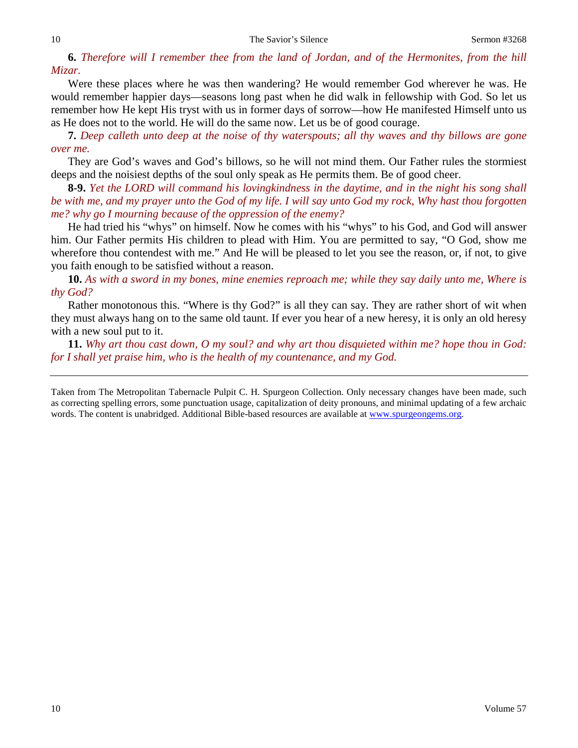**6.** *Therefore will I remember thee from the land of Jordan, and of the Hermonites, from the hill Mizar.*

Were these places where he was then wandering? He would remember God wherever he was. He would remember happier days—seasons long past when he did walk in fellowship with God. So let us remember how He kept His tryst with us in former days of sorrow—how He manifested Himself unto us as He does not to the world. He will do the same now. Let us be of good courage.

**7.** *Deep calleth unto deep at the noise of thy waterspouts; all thy waves and thy billows are gone over me.*

They are God's waves and God's billows, so he will not mind them. Our Father rules the stormiest deeps and the noisiest depths of the soul only speak as He permits them. Be of good cheer.

**8-9.** *Yet the LORD will command his lovingkindness in the daytime, and in the night his song shall be with me, and my prayer unto the God of my life. I will say unto God my rock, Why hast thou forgotten me? why go I mourning because of the oppression of the enemy?*

He had tried his "whys" on himself. Now he comes with his "whys" to his God, and God will answer him. Our Father permits His children to plead with Him. You are permitted to say, "O God, show me wherefore thou contendest with me." And He will be pleased to let you see the reason, or, if not, to give you faith enough to be satisfied without a reason.

**10.** *As with a sword in my bones, mine enemies reproach me; while they say daily unto me, Where is thy God?*

Rather monotonous this. "Where is thy God?" is all they can say. They are rather short of wit when they must always hang on to the same old taunt. If ever you hear of a new heresy, it is only an old heresy with a new soul put to it.

**11.** *Why art thou cast down, O my soul? and why art thou disquieted within me? hope thou in God: for I shall yet praise him, who is the health of my countenance, and my God.*

---

Taken from The Metropolitan Tabernacle Pulpit C. H. Spurgeon Collection. Only necessary changes have been made, such as correcting spelling errors, some punctuation usage, capitalization of deity pronouns, and minimal updating of a few archaic words. The content is unabridged. Additional Bible-based resources are available at www.spurgeongems.org.